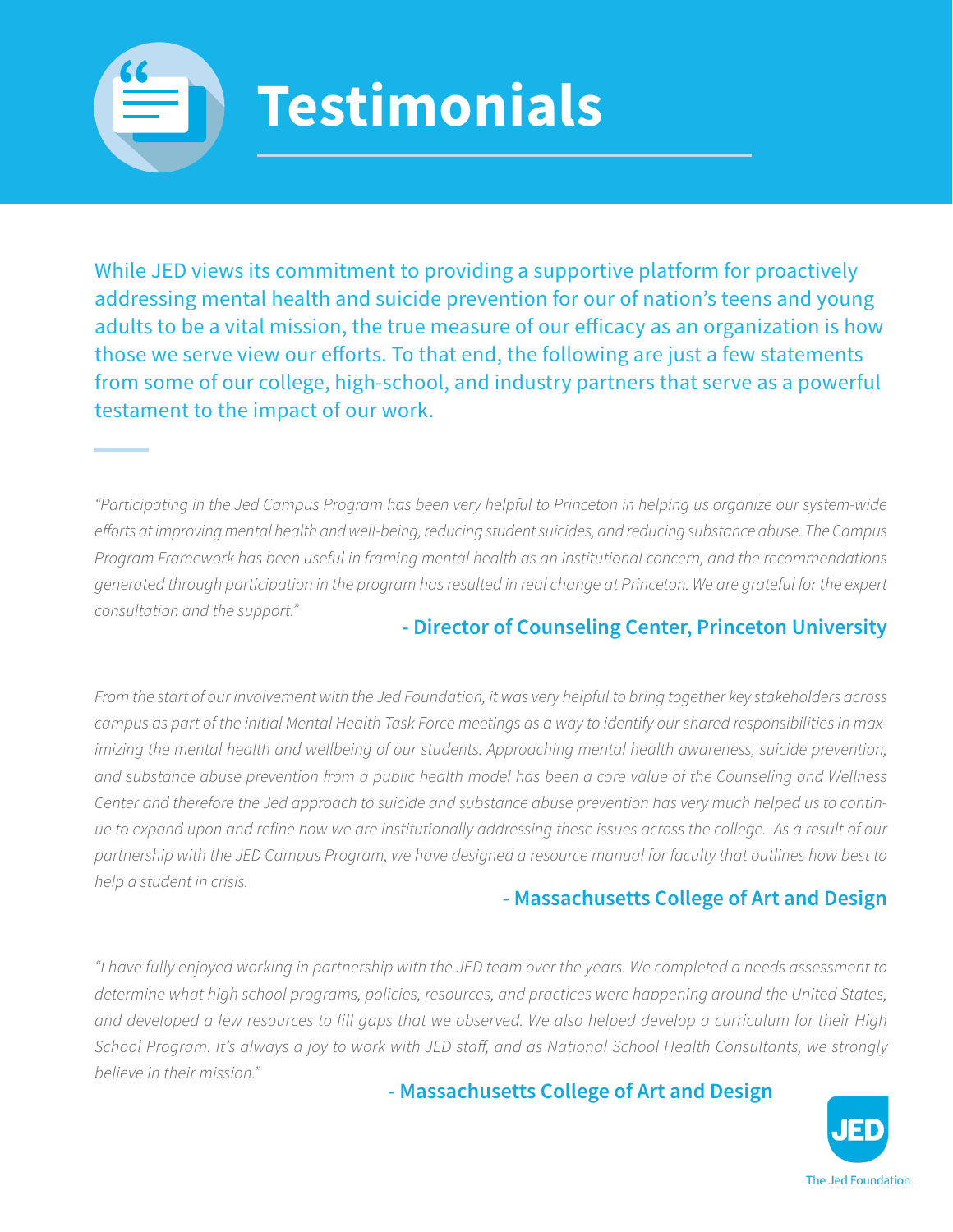# Testimonials

While JED views its commitment to providing a supportive platform for proactively addressing mental health and suicide prevention for our of nation's teens and young adults to be a vital mission, the true measure of our efficacy as an organization is how those we serve view our efforts. To that end, the following are just a few statements from some of our college, high-school, and industry partners that serve as a powerful testament to the impact of our work.

*"Participating in the Jed Campus Program has been very helpful to Princeton in helping us organize our system-wide efforts at improving mental health and well-being, reducing student suicides, and reducing substance abuse. The Campus Program Framework has been useful in framing mental health as an institutional concern, and the recommendations generated through participation in the program has resulted in real change at Princeton. We are grateful for the expert consultation and the support."*

**- Director of Counseling Center, Princeton University**

*From the start of our involvement with the Jed Foundation, it was very helpful to bring together key stakeholders across campus as part of the initial Mental Health Task Force meetings as a way to identify our shared responsibilities in maximizing the mental health and wellbeing of our students. Approaching mental health awareness, suicide prevention, and substance abuse prevention from a public health model has been a core value of the Counseling and Wellness Center and therefore the Jed approach to suicide and substance abuse prevention has very much helped us to continue to expand upon and refine how we are institutionally addressing these issues across the college. As a result of our partnership with the JED Campus Program, we have designed a resource manual for faculty that outlines how best to help a student in crisis.*

**- Massachusetts College of Art and Design**

*"I have fully enjoyed working in partnership with the JED team over the years. We completed a needs assessment to determine what high school programs, policies, resources, and practices were happening around the United States, and developed a few resources to fill gaps that we observed. We also helped develop a curriculum for their High School Program. It's always a joy to work with JED staff, and as National School Health Consultants, we strongly believe in their mission."*

**- Massachusetts College of Art and Design**

JED
The Jed Foundation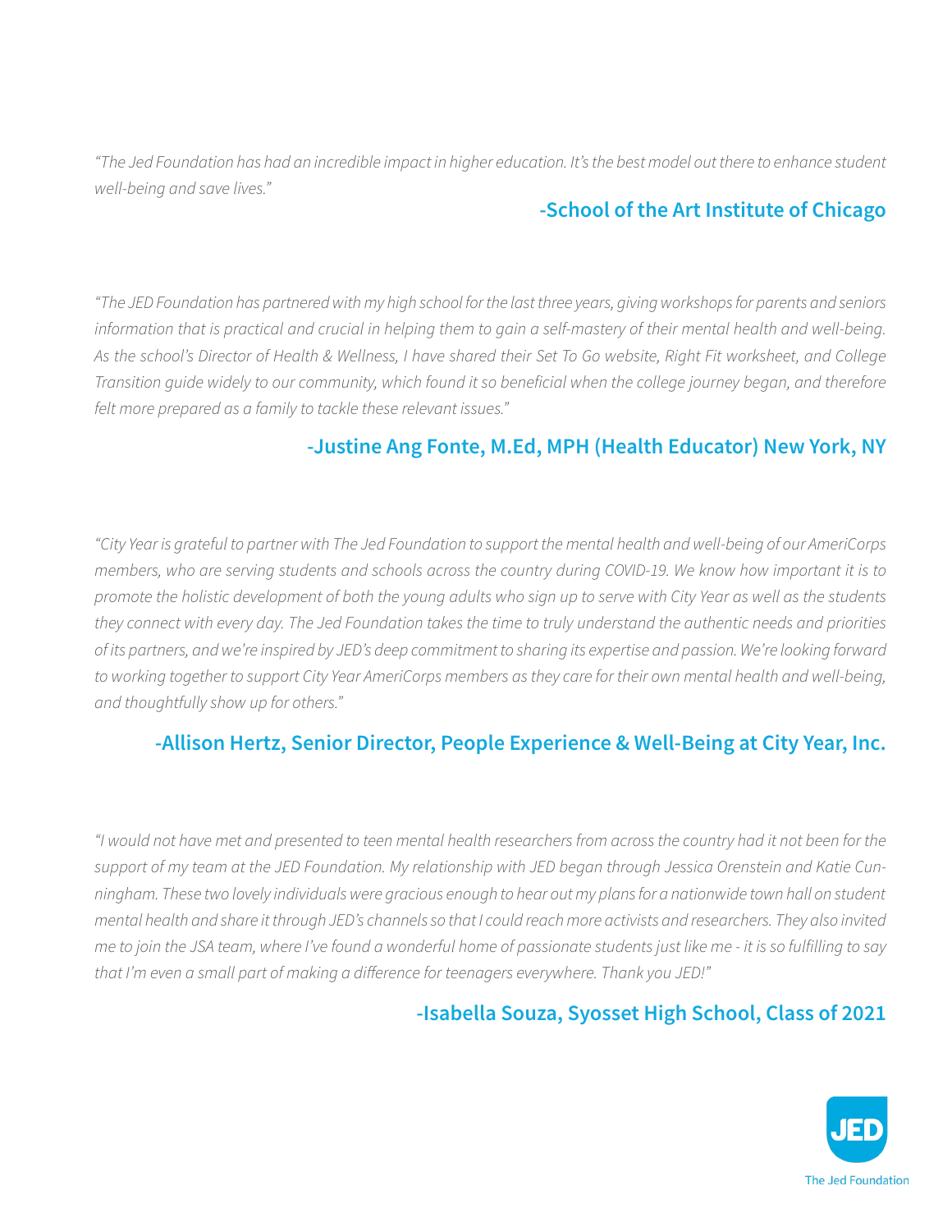*"The Jed Foundation has had an incredible impact in higher education. It's the best model out there to enhance student well-being and save lives."*

**-School of the Art Institute of Chicago**

*"The JED Foundation has partnered with my high school for the last three years, giving workshops for parents and seniors information that is practical and crucial in helping them to gain a self-mastery of their mental health and well-being. As the school's Director of Health & Wellness, I have shared their Set To Go website, Right Fit worksheet, and College Transition guide widely to our community, which found it so beneficial when the college journey began, and therefore felt more prepared as a family to tackle these relevant issues."*

**-Justine Ang Fonte, M.Ed, MPH (Health Educator) New York, NY**

*"City Year is grateful to partner with The Jed Foundation to support the mental health and well-being of our AmeriCorps members, who are serving students and schools across the country during COVID-19. We know how important it is to promote the holistic development of both the young adults who sign up to serve with City Year as well as the students they connect with every day. The Jed Foundation takes the time to truly understand the authentic needs and priorities of its partners, and we're inspired by JED's deep commitment to sharing its expertise and passion. We're looking forward to working together to support City Year AmeriCorps members as they care for their own mental health and well-being, and thoughtfully show up for others."*

**-Allison Hertz, Senior Director, People Experience & Well-Being at City Year, Inc.**

*"I would not have met and presented to teen mental health researchers from across the country had it not been for the support of my team at the JED Foundation. My relationship with JED began through Jessica Orenstein and Katie Cunningham. These two lovely individuals were gracious enough to hear out my plans for a nationwide town hall on student mental health and share it through JED's channels so that I could reach more activists and researchers. They also invited me to join the JSA team, where I've found a wonderful home of passionate students just like me - it is so fulfilling to say that I'm even a small part of making a difference for teenagers everywhere. Thank you JED!"*

**-Isabella Souza, Syosset High School, Class of 2021**

JED

The Jed Foundation